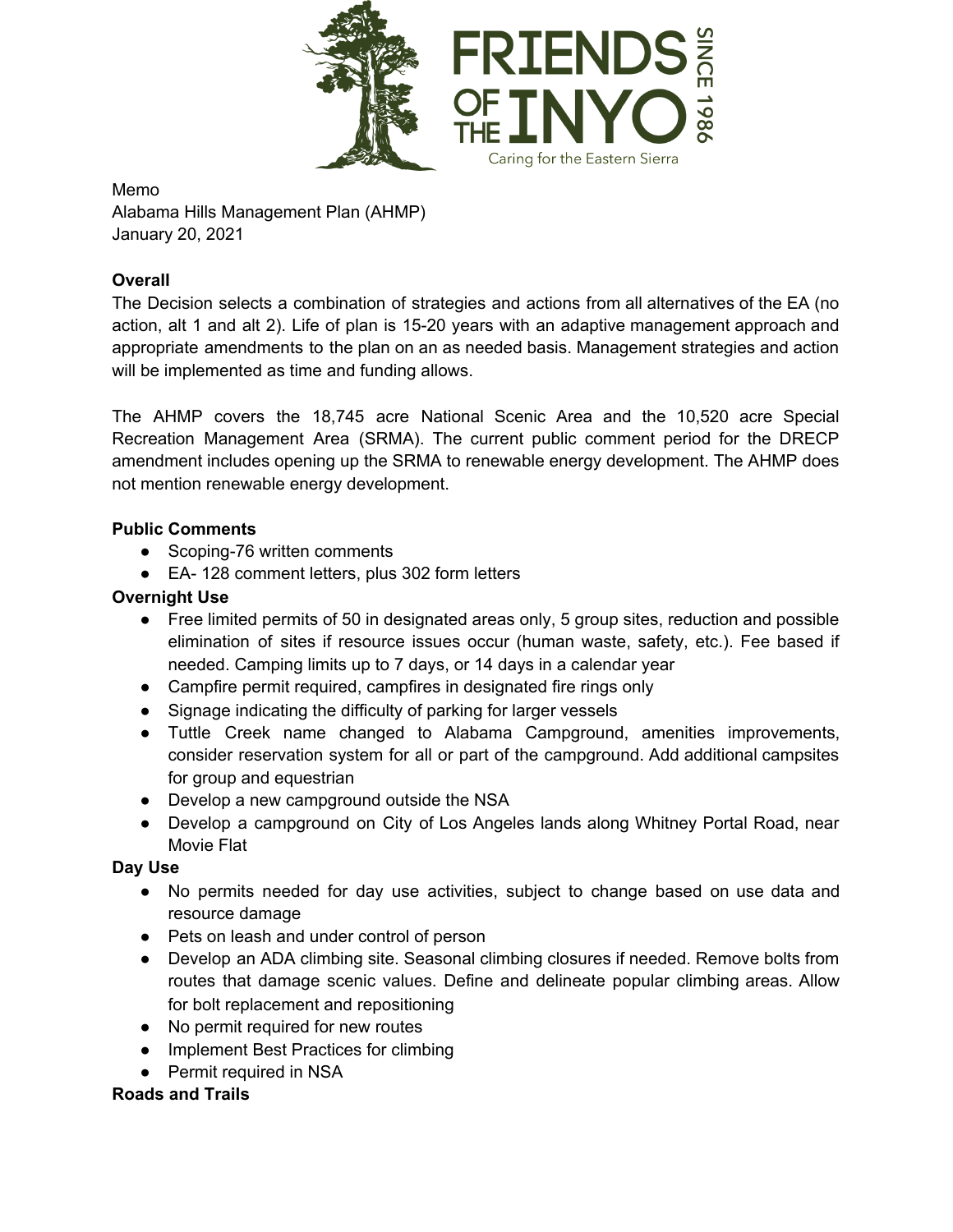FRIENDS OF THE INYO

SINCE 1986

Caring for the Eastern Sierra

Memo
Alabama Hills Management Plan (AHMP)
January 20, 2021

**Overall**

The Decision selects a combination of strategies and actions from all alternatives of the EA (no action, alt 1 and alt 2). Life of plan is 15-20 years with an adaptive management approach and appropriate amendments to the plan on an as needed basis. Management strategies and action will be implemented as time and funding allows.

The AHMP covers the 18,745 acre National Scenic Area and the 10,520 acre Special Recreation Management Area (SRMA). The current public comment period for the DRECP amendment includes opening up the SRMA to renewable energy development. The AHMP does not mention renewable energy development.

**Public Comments**

- Scoping-76 written comments
- EA- 128 comment letters, plus 302 form letters

**Overnight Use**

- Free limited permits of 50 in designated areas only, 5 group sites, reduction and possible elimination of sites if resource issues occur (human waste, safety, etc.). Fee based if needed. Camping limits up to 7 days, or 14 days in a calendar year
- Campfire permit required, campfires in designated fire rings only
- Signage indicating the difficulty of parking for larger vessels
- Tuttle Creek name changed to Alabama Campground, amenities improvements, consider reservation system for all or part of the campground. Add additional campsites for group and equestrian
- Develop a new campground outside the NSA
- Develop a campground on City of Los Angeles lands along Whitney Portal Road, near Movie Flat

**Day Use**

- No permits needed for day use activities, subject to change based on use data and resource damage
- Pets on leash and under control of person
- Develop an ADA climbing site. Seasonal climbing closures if needed. Remove bolts from routes that damage scenic values. Define and delineate popular climbing areas. Allow for bolt replacement and repositioning
- No permit required for new routes
- Implement Best Practices for climbing
- Permit required in NSA

**Roads and Trails**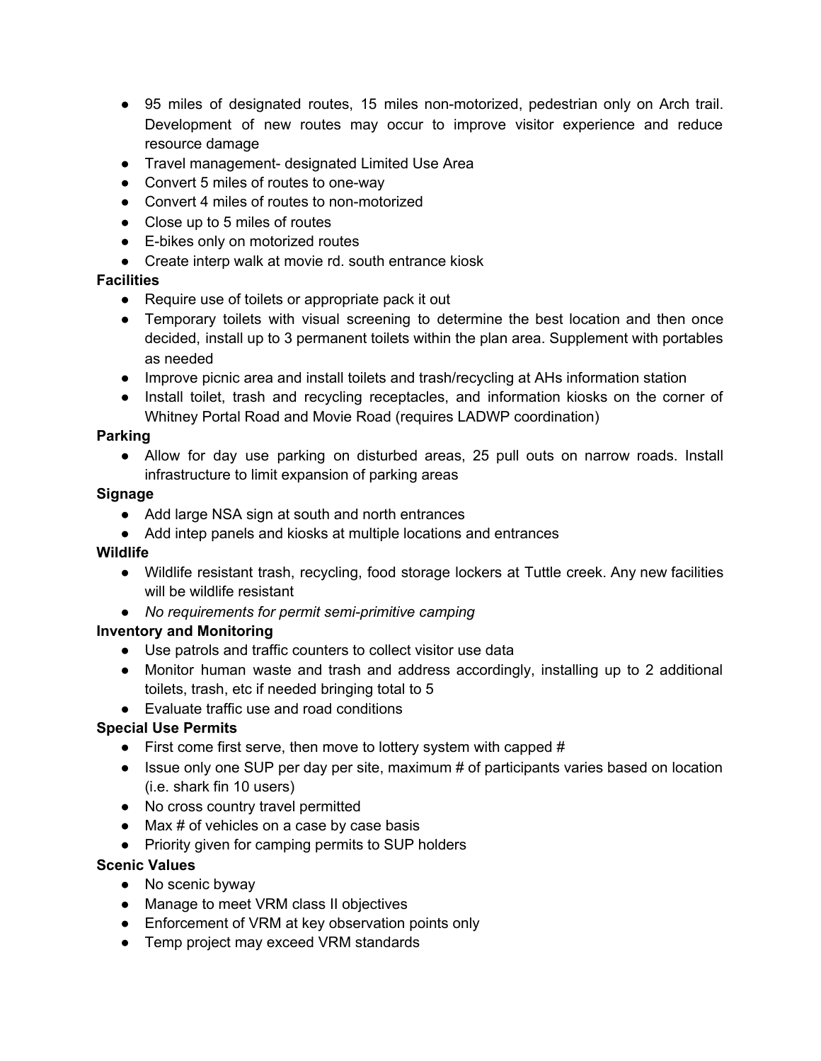- 95 miles of designated routes, 15 miles non-motorized, pedestrian only on Arch trail. Development of new routes may occur to improve visitor experience and reduce resource damage
- Travel management- designated Limited Use Area
- Convert 5 miles of routes to one-way
- Convert 4 miles of routes to non-motorized
- Close up to 5 miles of routes
- E-bikes only on motorized routes
- Create interp walk at movie rd. south entrance kiosk

**Facilities**

- Require use of toilets or appropriate pack it out
- Temporary toilets with visual screening to determine the best location and then once decided, install up to 3 permanent toilets within the plan area. Supplement with portables as needed
- Improve picnic area and install toilets and trash/recycling at AHs information station
- Install toilet, trash and recycling receptacles, and information kiosks on the corner of Whitney Portal Road and Movie Road (requires LADWP coordination)

**Parking**

- Allow for day use parking on disturbed areas, 25 pull outs on narrow roads. Install infrastructure to limit expansion of parking areas

**Signage**

- Add large NSA sign at south and north entrances
- Add intep panels and kiosks at multiple locations and entrances

**Wildlife**

- Wildlife resistant trash, recycling, food storage lockers at Tuttle creek. Any new facilities will be wildlife resistant
- *No requirements for permit semi-primitive camping*

**Inventory and Monitoring**

- Use patrols and traffic counters to collect visitor use data
- Monitor human waste and trash and address accordingly, installing up to 2 additional toilets, trash, etc if needed bringing total to 5
- Evaluate traffic use and road conditions

**Special Use Permits**

- First come first serve, then move to lottery system with capped #
- Issue only one SUP per day per site, maximum # of participants varies based on location (i.e. shark fin 10 users)
- No cross country travel permitted
- Max # of vehicles on a case by case basis
- Priority given for camping permits to SUP holders

**Scenic Values**

- No scenic byway
- Manage to meet VRM class II objectives
- Enforcement of VRM at key observation points only
- Temp project may exceed VRM standards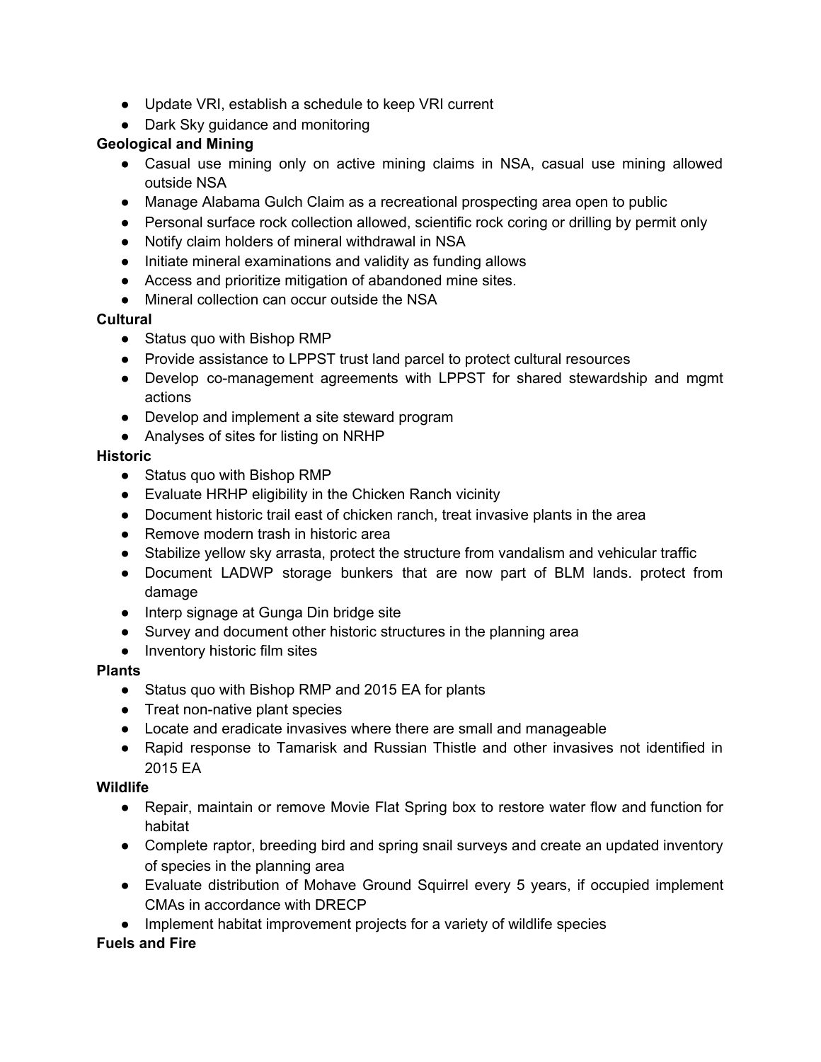- Update VRI, establish a schedule to keep VRI current
- Dark Sky guidance and monitoring

**Geological and Mining**

- Casual use mining only on active mining claims in NSA, casual use mining allowed outside NSA
- Manage Alabama Gulch Claim as a recreational prospecting area open to public
- Personal surface rock collection allowed, scientific rock coring or drilling by permit only
- Notify claim holders of mineral withdrawal in NSA
- Initiate mineral examinations and validity as funding allows
- Access and prioritize mitigation of abandoned mine sites.
- Mineral collection can occur outside the NSA

**Cultural**

- Status quo with Bishop RMP
- Provide assistance to LPPST trust land parcel to protect cultural resources
- Develop co-management agreements with LPPST for shared stewardship and mgmt actions
- Develop and implement a site steward program
- Analyses of sites for listing on NRHP

**Historic**

- Status quo with Bishop RMP
- Evaluate HRHP eligibility in the Chicken Ranch vicinity
- Document historic trail east of chicken ranch, treat invasive plants in the area
- Remove modern trash in historic area
- Stabilize yellow sky arrasta, protect the structure from vandalism and vehicular traffic
- Document LADWP storage bunkers that are now part of BLM lands. protect from damage
- Interp signage at Gunga Din bridge site
- Survey and document other historic structures in the planning area
- Inventory historic film sites

**Plants**

- Status quo with Bishop RMP and 2015 EA for plants
- Treat non-native plant species
- Locate and eradicate invasives where there are small and manageable
- Rapid response to Tamarisk and Russian Thistle and other invasives not identified in 2015 EA

**Wildlife**

- Repair, maintain or remove Movie Flat Spring box to restore water flow and function for habitat
- Complete raptor, breeding bird and spring snail surveys and create an updated inventory of species in the planning area
- Evaluate distribution of Mohave Ground Squirrel every 5 years, if occupied implement CMAs in accordance with DRECP
- Implement habitat improvement projects for a variety of wildlife species

**Fuels and Fire**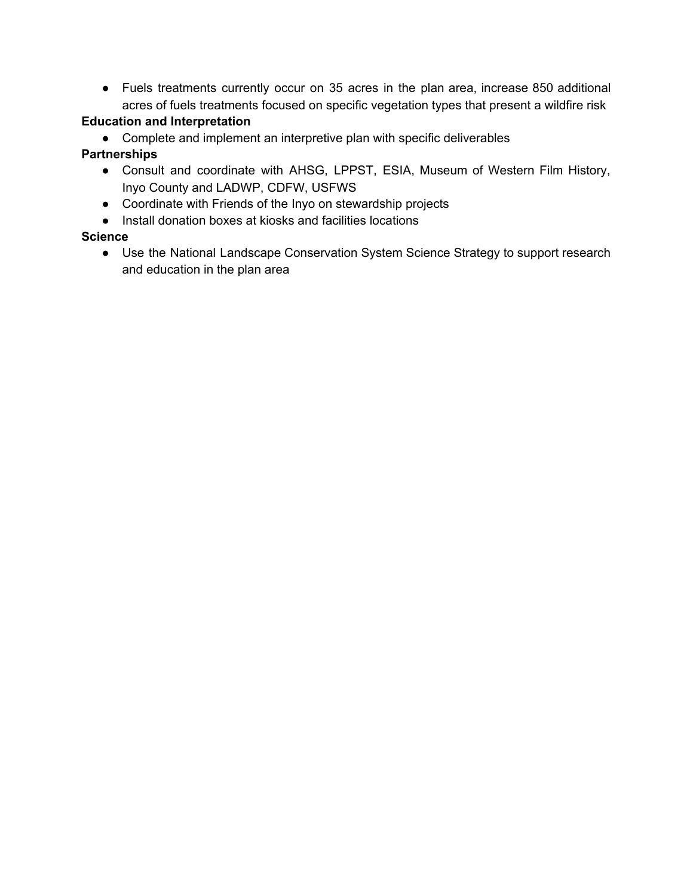- Fuels treatments currently occur on 35 acres in the plan area, increase 850 additional acres of fuels treatments focused on specific vegetation types that present a wildfire risk

**Education and Interpretation**

- Complete and implement an interpretive plan with specific deliverables

**Partnerships**

- Consult and coordinate with AHSG, LPPST, ESIA, Museum of Western Film History, Inyo County and LADWP, CDFW, USFWS
- Coordinate with Friends of the Inyo on stewardship projects
- Install donation boxes at kiosks and facilities locations

**Science**

- Use the National Landscape Conservation System Science Strategy to support research and education in the plan area